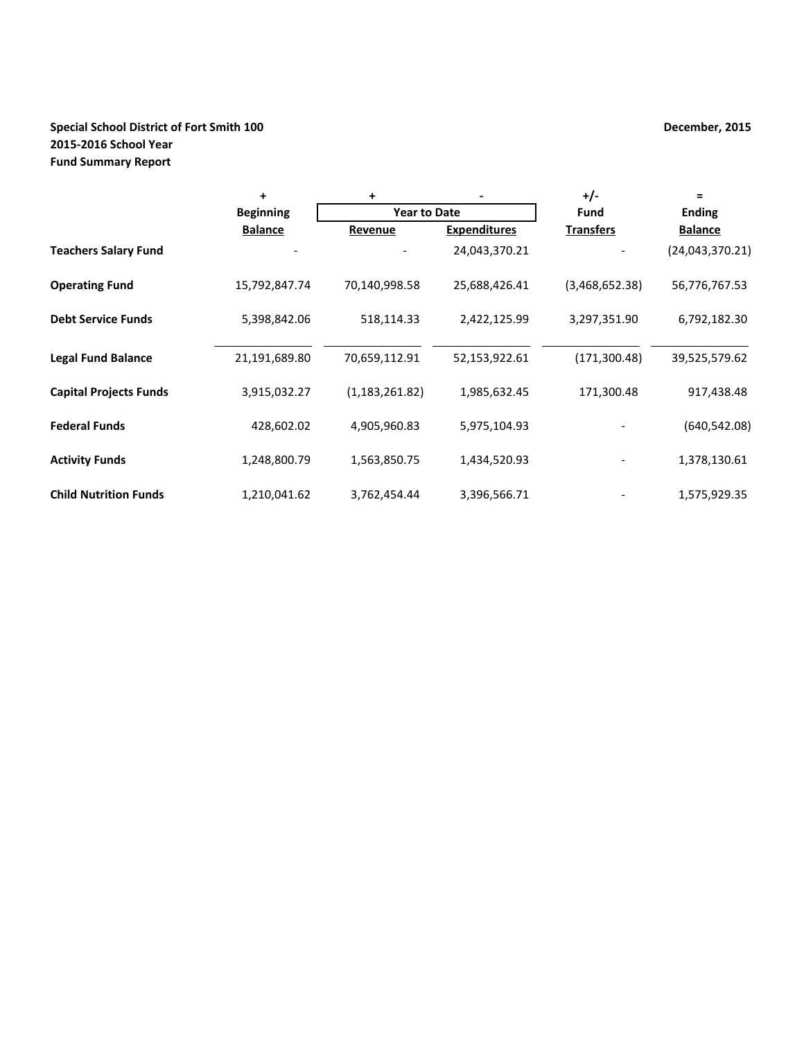**Special School District of Fort Smith 100**
**2015-2016 School Year**
**Fund Summary Report**

**December, 2015**

| | + | + | - | +/- | = |
|---|---|---|---|---|---|
| | **Beginning** | **Year to Date** | | **Fund** | **Ending** |
| | **Balance** | **Revenue** | **Expenditures** | **Transfers** | **Balance** |
| **Teachers Salary Fund** | - | - | 24,043,370.21 | - | (24,043,370.21) |
| **Operating Fund** | 15,792,847.74 | 70,140,998.58 | 25,688,426.41 | (3,468,652.38) | 56,776,767.53 |
| **Debt Service Funds** | 5,398,842.06 | 518,114.33 | 2,422,125.99 | 3,297,351.90 | 6,792,182.30 |
| **Legal Fund Balance** | 21,191,689.80 | 70,659,112.91 | 52,153,922.61 | (171,300.48) | 39,525,579.62 |
| **Capital Projects Funds** | 3,915,032.27 | (1,183,261.82) | 1,985,632.45 | 171,300.48 | 917,438.48 |
| **Federal Funds** | 428,602.02 | 4,905,960.83 | 5,975,104.93 | - | (640,542.08) |
| **Activity Funds** | 1,248,800.79 | 1,563,850.75 | 1,434,520.93 | - | 1,378,130.61 |
| **Child Nutrition Funds** | 1,210,041.62 | 3,762,454.44 | 3,396,566.71 | - | 1,575,929.35 |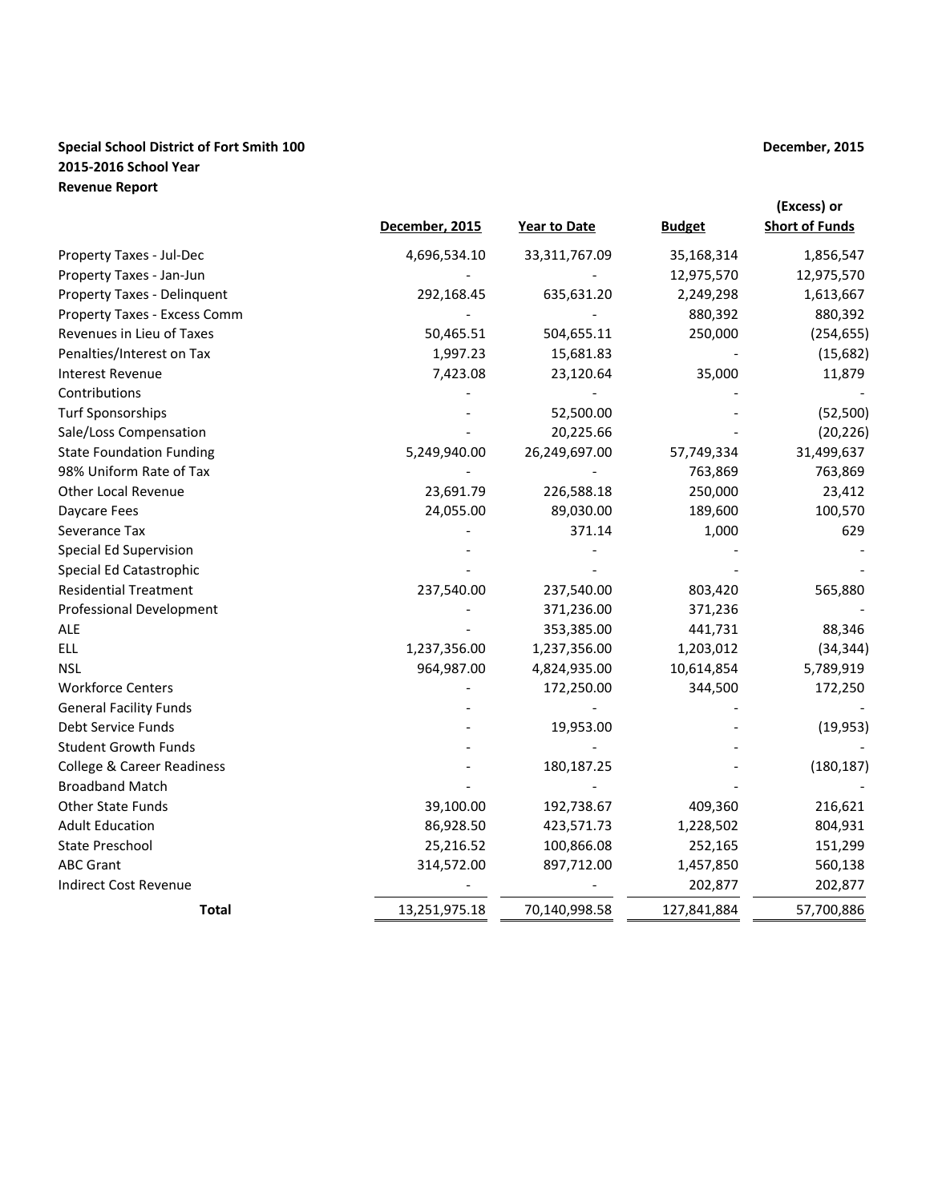**Special School District of Fort Smith 100**
**2015-2016 School Year**
**Revenue Report**

**December, 2015**

| | December, 2015 | Year to Date | Budget | (Excess) or Short of Funds |
|---|---|---|---|---|
| Property Taxes - Jul-Dec | 4,696,534.10 | 33,311,767.09 | 35,168,314 | 1,856,547 |
| Property Taxes - Jan-Jun | - | - | 12,975,570 | 12,975,570 |
| Property Taxes - Delinquent | 292,168.45 | 635,631.20 | 2,249,298 | 1,613,667 |
| Property Taxes - Excess Comm | - | - | 880,392 | 880,392 |
| Revenues in Lieu of Taxes | 50,465.51 | 504,655.11 | 250,000 | (254,655) |
| Penalties/Interest on Tax | 1,997.23 | 15,681.83 | - | (15,682) |
| Interest Revenue | 7,423.08 | 23,120.64 | 35,000 | 11,879 |
| Contributions | - | - | - | - |
| Turf Sponsorships | - | 52,500.00 | - | (52,500) |
| Sale/Loss Compensation | - | 20,225.66 | - | (20,226) |
| State Foundation Funding | 5,249,940.00 | 26,249,697.00 | 57,749,334 | 31,499,637 |
| 98% Uniform Rate of Tax | - | - | 763,869 | 763,869 |
| Other Local Revenue | 23,691.79 | 226,588.18 | 250,000 | 23,412 |
| Daycare Fees | 24,055.00 | 89,030.00 | 189,600 | 100,570 |
| Severance Tax | - | 371.14 | 1,000 | 629 |
| Special Ed Supervision | - | - | - | - |
| Special Ed Catastrophic | - | - | - | - |
| Residential Treatment | 237,540.00 | 237,540.00 | 803,420 | 565,880 |
| Professional Development | - | 371,236.00 | 371,236 | - |
| ALE | - | 353,385.00 | 441,731 | 88,346 |
| ELL | 1,237,356.00 | 1,237,356.00 | 1,203,012 | (34,344) |
| NSL | 964,987.00 | 4,824,935.00 | 10,614,854 | 5,789,919 |
| Workforce Centers | - | 172,250.00 | 344,500 | 172,250 |
| General Facility Funds | - | - | - | - |
| Debt Service Funds | - | 19,953.00 | - | (19,953) |
| Student Growth Funds | - | - | - | - |
| College & Career Readiness | - | 180,187.25 | - | (180,187) |
| Broadband Match | - | - | - | - |
| Other State Funds | 39,100.00 | 192,738.67 | 409,360 | 216,621 |
| Adult Education | 86,928.50 | 423,571.73 | 1,228,502 | 804,931 |
| State Preschool | 25,216.52 | 100,866.08 | 252,165 | 151,299 |
| ABC Grant | 314,572.00 | 897,712.00 | 1,457,850 | 560,138 |
| Indirect Cost Revenue | - | - | 202,877 | 202,877 |
| **Total** | 13,251,975.18 | 70,140,998.58 | 127,841,884 | 57,700,886 |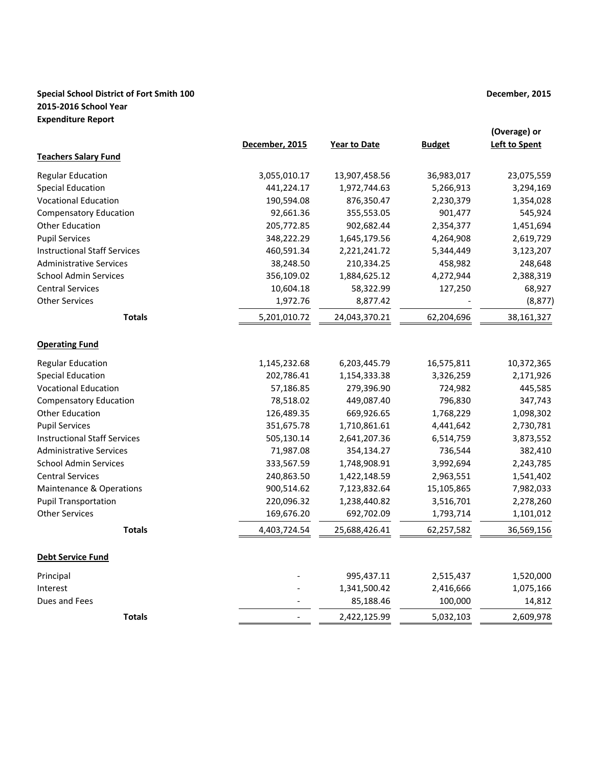**Special School District of Fort Smith 100**
**2015-2016 School Year**
**Expenditure Report**

**December, 2015**

| | December, 2015 | Year to Date | Budget | (Overage) or Left to Spent |
|---|---|---|---|---|
| **Teachers Salary Fund** | | | | |
| Regular Education | 3,055,010.17 | 13,907,458.56 | 36,983,017 | 23,075,559 |
| Special Education | 441,224.17 | 1,972,744.63 | 5,266,913 | 3,294,169 |
| Vocational Education | 190,594.08 | 876,350.47 | 2,230,379 | 1,354,028 |
| Compensatory Education | 92,661.36 | 355,553.05 | 901,477 | 545,924 |
| Other Education | 205,772.85 | 902,682.44 | 2,354,377 | 1,451,694 |
| Pupil Services | 348,222.29 | 1,645,179.56 | 4,264,908 | 2,619,729 |
| Instructional Staff Services | 460,591.34 | 2,221,241.72 | 5,344,449 | 3,123,207 |
| Administrative Services | 38,248.50 | 210,334.25 | 458,982 | 248,648 |
| School Admin Services | 356,109.02 | 1,884,625.12 | 4,272,944 | 2,388,319 |
| Central Services | 10,604.18 | 58,322.99 | 127,250 | 68,927 |
| Other Services | 1,972.76 | 8,877.42 | - | (8,877) |
| **Totals** | 5,201,010.72 | 24,043,370.21 | 62,204,696 | 38,161,327 |
| **Operating Fund** | | | | |
| Regular Education | 1,145,232.68 | 6,203,445.79 | 16,575,811 | 10,372,365 |
| Special Education | 202,786.41 | 1,154,333.38 | 3,326,259 | 2,171,926 |
| Vocational Education | 57,186.85 | 279,396.90 | 724,982 | 445,585 |
| Compensatory Education | 78,518.02 | 449,087.40 | 796,830 | 347,743 |
| Other Education | 126,489.35 | 669,926.65 | 1,768,229 | 1,098,302 |
| Pupil Services | 351,675.78 | 1,710,861.61 | 4,441,642 | 2,730,781 |
| Instructional Staff Services | 505,130.14 | 2,641,207.36 | 6,514,759 | 3,873,552 |
| Administrative Services | 71,987.08 | 354,134.27 | 736,544 | 382,410 |
| School Admin Services | 333,567.59 | 1,748,908.91 | 3,992,694 | 2,243,785 |
| Central Services | 240,863.50 | 1,422,148.59 | 2,963,551 | 1,541,402 |
| Maintenance & Operations | 900,514.62 | 7,123,832.64 | 15,105,865 | 7,982,033 |
| Pupil Transportation | 220,096.32 | 1,238,440.82 | 3,516,701 | 2,278,260 |
| Other Services | 169,676.20 | 692,702.09 | 1,793,714 | 1,101,012 |
| **Totals** | 4,403,724.54 | 25,688,426.41 | 62,257,582 | 36,569,156 |
| **Debt Service Fund** | | | | |
| Principal | - | 995,437.11 | 2,515,437 | 1,520,000 |
| Interest | - | 1,341,500.42 | 2,416,666 | 1,075,166 |
| Dues and Fees | - | 85,188.46 | 100,000 | 14,812 |
| **Totals** | - | 2,422,125.99 | 5,032,103 | 2,609,978 |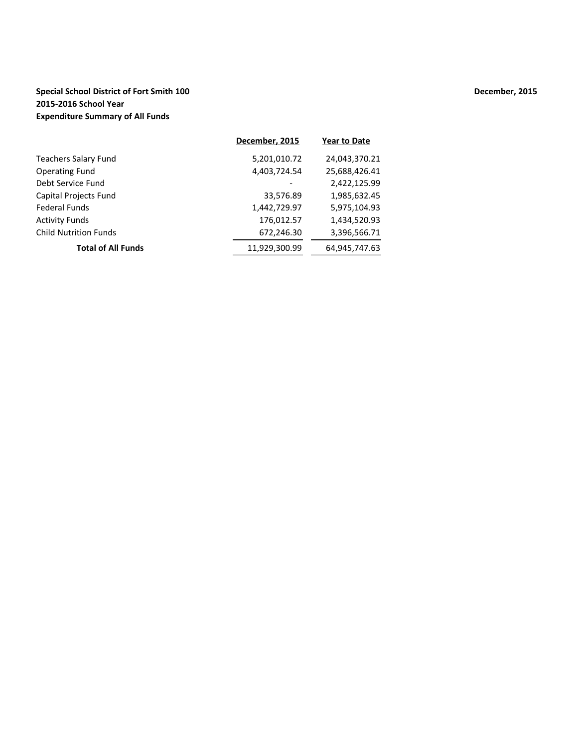**Special School District of Fort Smith 100** **December, 2015**
**2015-2016 School Year**
**Expenditure Summary of All Funds**

| | December, 2015 | Year to Date |
|---|---|---|
| Teachers Salary Fund | 5,201,010.72 | 24,043,370.21 |
| Operating Fund | 4,403,724.54 | 25,688,426.41 |
| Debt Service Fund | - | 2,422,125.99 |
| Capital Projects Fund | 33,576.89 | 1,985,632.45 |
| Federal Funds | 1,442,729.97 | 5,975,104.93 |
| Activity Funds | 176,012.57 | 1,434,520.93 |
| Child Nutrition Funds | 672,246.30 | 3,396,566.71 |
| **Total of All Funds** | 11,929,300.99 | 64,945,747.63 |